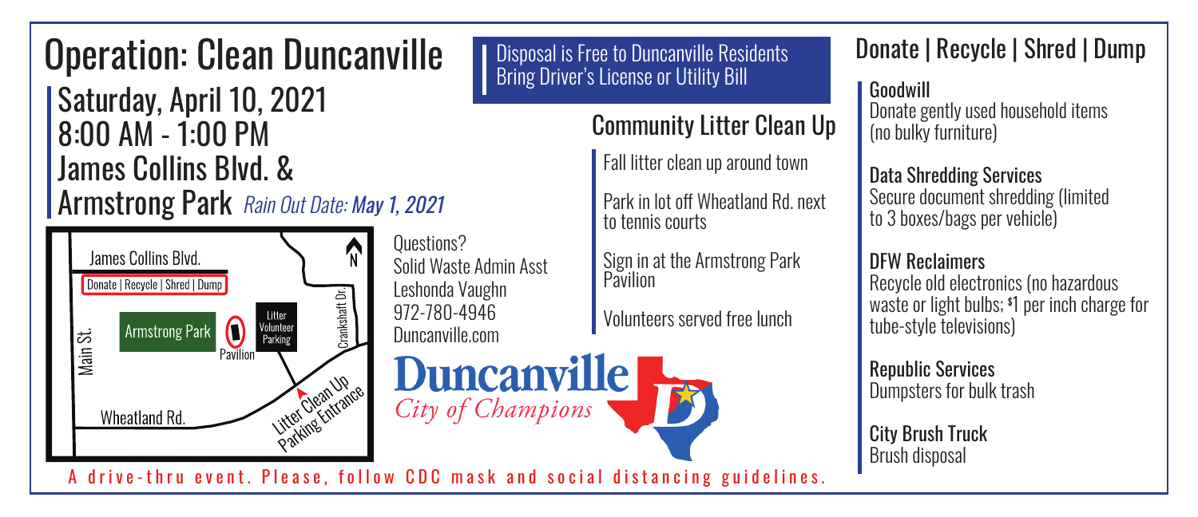# Operation: Clean Duncanville

## Saturday, April 10, 2021
## 8:00 AM - 1:00 PM
## James Collins Blvd. & Armstrong Park

*Rain Out Date: **May 1, 2021***

James Collins Blvd.

Donate | Recycle | Shred | Dump

Armstrong Park

Pavilion

Litter Volunteer Parking

Crankshaft Dr.

Main St.

Wheatland Rd.

Litter Clean Up Parking Entrance

N

Questions?
Solid Waste Admin Asst
Leshonda Vaughn
972-780-4946
Duncanville.com

Disposal is Free to Duncanville Residents
Bring Driver's License or Utility Bill

## Community Litter Clean Up

Fall litter clean up around town

Park in lot off Wheatland Rd. next to tennis courts

Sign in at the Armstrong Park Pavilion

Volunteers served free lunch

**Duncanville**
*City of Champions*

## Donate | Recycle | Shred | Dump

**Goodwill**
Donate gently used household items (no bulky furniture)

**Data Shredding Services**
Secure document shredding (limited to 3 boxes/bags per vehicle)

**DFW Reclaimers**
Recycle old electronics (no hazardous waste or light bulbs; $1 per inch charge for tube-style televisions)

**Republic Services**
Dumpsters for bulk trash

**City Brush Truck**
Brush disposal

A drive-thru event. Please, follow CDC mask and social distancing guidelines.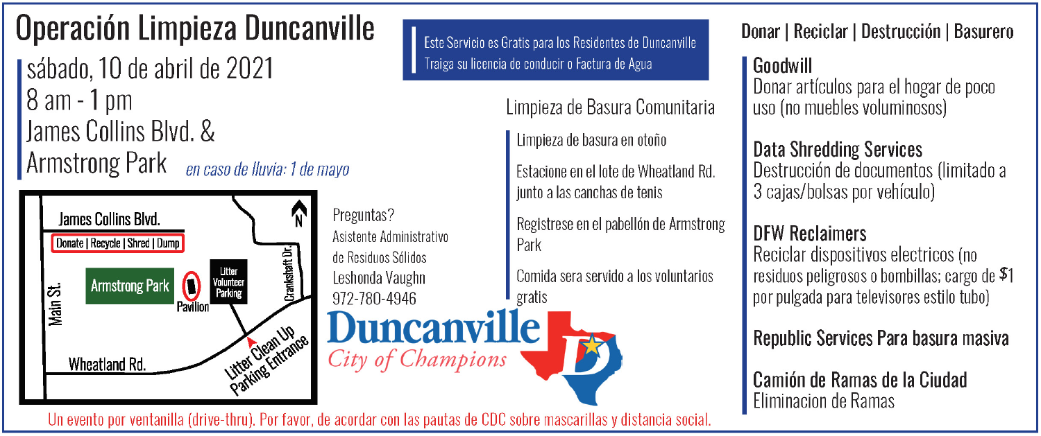# Operación Limpieza Duncanville

sábado, 10 de abril de 2021
8 am - 1 pm
James Collins Blvd. &
Armstrong Park

*en caso de lluvia: 1 de mayo*

James Collins Blvd.
Donate | Recycle | Shred | Dump
Main St.
Armstrong Park
Pavilion
Litter Volunteer Parking
Crankshaft Dr.
Wheatland Rd.
Litter Clean Up Parking Entrance
N

Preguntas?
Asistente Administrativo de Residuos Sólidos
Leshonda Vaughn
972-780-4946

Este Servicio es Gratis para los Residentes de Duncanville
Traiga su licencia de conducir o Factura de Agua

## Limpieza de Basura Comunitaria

Limpieza de basura en otoño

Estacione en el lote de Wheatland Rd. junto a las canchas de tenis

Registrese en el pabellón de Armstrong Park

Comida sera servido a los voluntarios gratis

**Duncanville**
*City of Champions*

## Donar | Reciclar | Destrucción | Basurero

**Goodwill**
Donar artículos para el hogar de poco uso (no muebles voluminosos)

**Data Shredding Services**
Destrucción de documentos (limitado a 3 cajas/bolsas por vehículo)

**DFW Reclaimers**
Reciclar dispositivos electricos (no residuos peligrosos o bombillas; cargo de $1 por pulgada para televisores estilo tubo)

**Republic Services Para basura masiva**

**Camión de Ramas de la Ciudad**
Eliminacion de Ramas

Un evento por ventanilla (drive-thru). Por favor, de acordar con las pautas de CDC sobre mascarillas y distancia social.